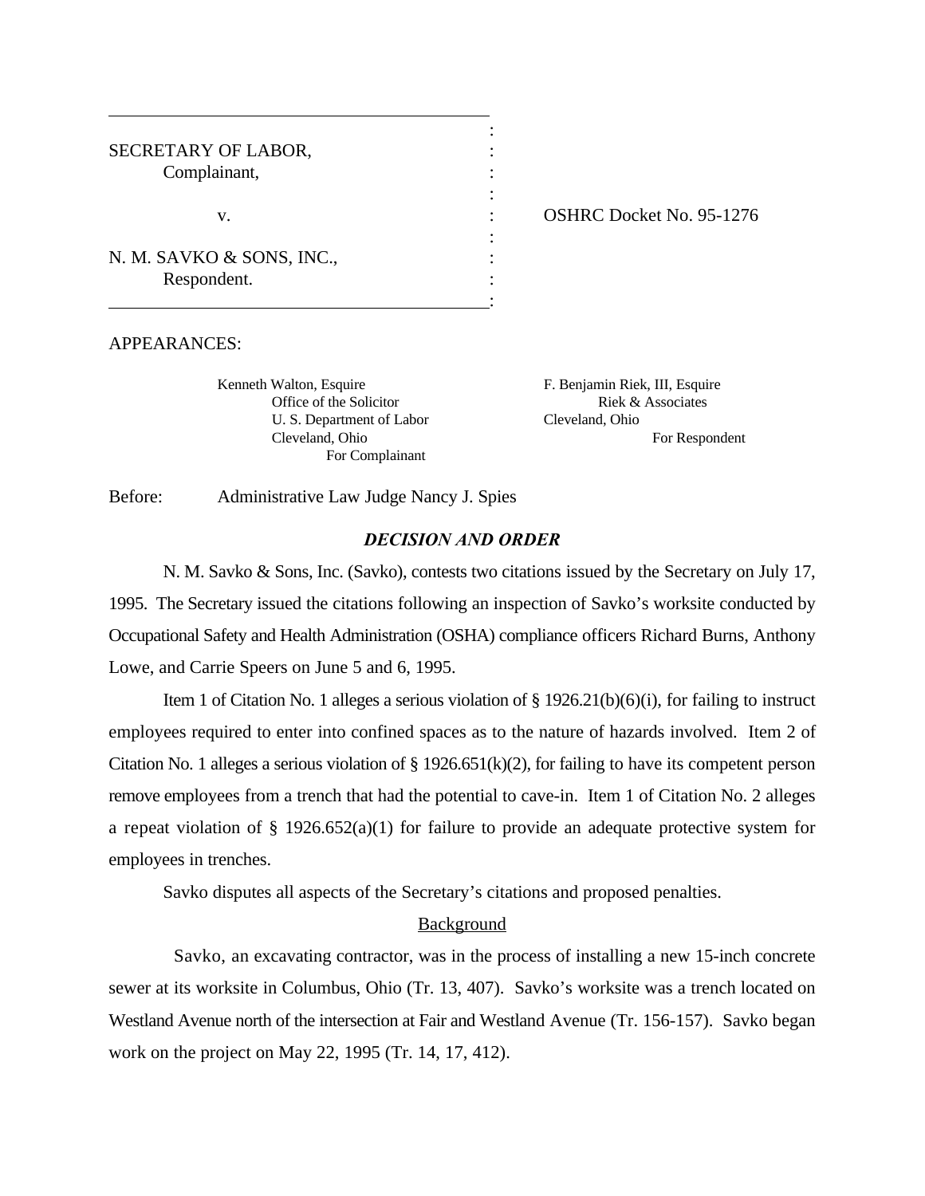SECRETARY OF LABOR,
Complainant,

v.

N. M. SAVKO & SONS, INC.,
Respondent.

OSHRC Docket No. 95-1276

APPEARANCES:

Kenneth Walton, Esquire
Office of the Solicitor
U. S. Department of Labor
Cleveland, Ohio
For Complainant

F. Benjamin Riek, III, Esquire
Riek & Associates
Cleveland, Ohio
For Respondent

Before: Administrative Law Judge Nancy J. Spies

## ***DECISION AND ORDER***

N. M. Savko & Sons, Inc. (Savko), contests two citations issued by the Secretary on July 17, 1995. The Secretary issued the citations following an inspection of Savko's worksite conducted by Occupational Safety and Health Administration (OSHA) compliance officers Richard Burns, Anthony Lowe, and Carrie Speers on June 5 and 6, 1995.

Item 1 of Citation No. 1 alleges a serious violation of § 1926.21(b)(6)(i), for failing to instruct employees required to enter into confined spaces as to the nature of hazards involved. Item 2 of Citation No. 1 alleges a serious violation of § 1926.651(k)(2), for failing to have its competent person remove employees from a trench that had the potential to cave-in. Item 1 of Citation No. 2 alleges a repeat violation of § 1926.652(a)(1) for failure to provide an adequate protective system for employees in trenches.

Savko disputes all aspects of the Secretary's citations and proposed penalties.

### Background

Savko, an excavating contractor, was in the process of installing a new 15-inch concrete sewer at its worksite in Columbus, Ohio (Tr. 13, 407). Savko's worksite was a trench located on Westland Avenue north of the intersection at Fair and Westland Avenue (Tr. 156-157). Savko began work on the project on May 22, 1995 (Tr. 14, 17, 412).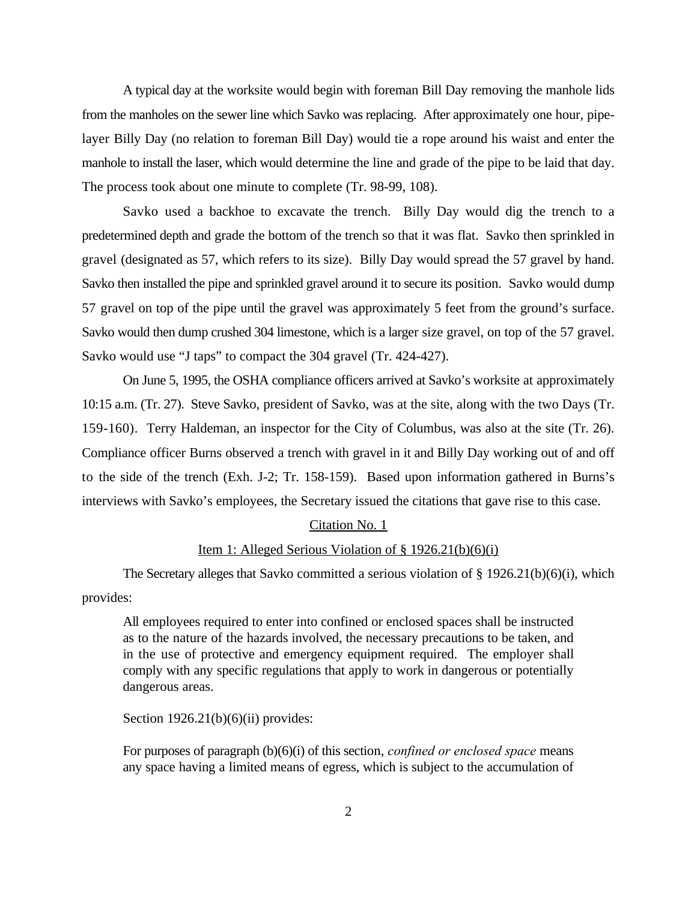A typical day at the worksite would begin with foreman Bill Day removing the manhole lids from the manholes on the sewer line which Savko was replacing. After approximately one hour, pipe-layer Billy Day (no relation to foreman Bill Day) would tie a rope around his waist and enter the manhole to install the laser, which would determine the line and grade of the pipe to be laid that day. The process took about one minute to complete (Tr. 98-99, 108).

Savko used a backhoe to excavate the trench. Billy Day would dig the trench to a predetermined depth and grade the bottom of the trench so that it was flat. Savko then sprinkled in gravel (designated as 57, which refers to its size). Billy Day would spread the 57 gravel by hand. Savko then installed the pipe and sprinkled gravel around it to secure its position. Savko would dump 57 gravel on top of the pipe until the gravel was approximately 5 feet from the ground's surface. Savko would then dump crushed 304 limestone, which is a larger size gravel, on top of the 57 gravel. Savko would use "J taps" to compact the 304 gravel (Tr. 424-427).

On June 5, 1995, the OSHA compliance officers arrived at Savko's worksite at approximately 10:15 a.m. (Tr. 27). Steve Savko, president of Savko, was at the site, along with the two Days (Tr. 159-160). Terry Haldeman, an inspector for the City of Columbus, was also at the site (Tr. 26). Compliance officer Burns observed a trench with gravel in it and Billy Day working out of and off to the side of the trench (Exh. J-2; Tr. 158-159). Based upon information gathered in Burns's interviews with Savko's employees, the Secretary issued the citations that gave rise to this case.

<u>Citation No. 1</u>

<u>Item 1: Alleged Serious Violation of § 1926.21(b)(6)(i)</u>

The Secretary alleges that Savko committed a serious violation of § 1926.21(b)(6)(i), which provides:

> All employees required to enter into confined or enclosed spaces shall be instructed as to the nature of the hazards involved, the necessary precautions to be taken, and in the use of protective and emergency equipment required. The employer shall comply with any specific regulations that apply to work in dangerous or potentially dangerous areas.

Section 1926.21(b)(6)(ii) provides:

> For purposes of paragraph (b)(6)(i) of this section, *confined or enclosed space* means any space having a limited means of egress, which is subject to the accumulation of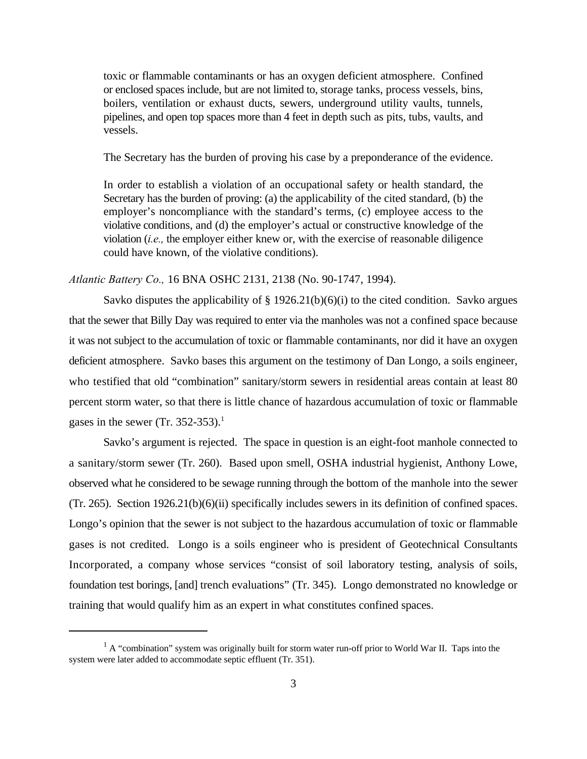> toxic or flammable contaminants or has an oxygen deficient atmosphere. Confined or enclosed spaces include, but are not limited to, storage tanks, process vessels, bins, boilers, ventilation or exhaust ducts, sewers, underground utility vaults, tunnels, pipelines, and open top spaces more than 4 feet in depth such as pits, tubs, vaults, and vessels.
>
> The Secretary has the burden of proving his case by a preponderance of the evidence.
>
> In order to establish a violation of an occupational safety or health standard, the Secretary has the burden of proving: (a) the applicability of the cited standard, (b) the employer's noncompliance with the standard's terms, (c) employee access to the violative conditions, and (d) the employer's actual or constructive knowledge of the violation (*i.e.,* the employer either knew or, with the exercise of reasonable diligence could have known, of the violative conditions).

*Atlantic Battery Co.,* 16 BNA OSHC 2131, 2138 (No. 90-1747, 1994).

Savko disputes the applicability of § 1926.21(b)(6)(i) to the cited condition. Savko argues that the sewer that Billy Day was required to enter via the manholes was not a confined space because it was not subject to the accumulation of toxic or flammable contaminants, nor did it have an oxygen deficient atmosphere. Savko bases this argument on the testimony of Dan Longo, a soils engineer, who testified that old "combination" sanitary/storm sewers in residential areas contain at least 80 percent storm water, so that there is little chance of hazardous accumulation of toxic or flammable gases in the sewer (Tr. 352-353).[1]

Savko's argument is rejected. The space in question is an eight-foot manhole connected to a sanitary/storm sewer (Tr. 260). Based upon smell, OSHA industrial hygienist, Anthony Lowe, observed what he considered to be sewage running through the bottom of the manhole into the sewer (Tr. 265). Section 1926.21(b)(6)(ii) specifically includes sewers in its definition of confined spaces. Longo's opinion that the sewer is not subject to the hazardous accumulation of toxic or flammable gases is not credited. Longo is a soils engineer who is president of Geotechnical Consultants Incorporated, a company whose services "consist of soil laboratory testing, analysis of soils, foundation test borings, [and] trench evaluations" (Tr. 345). Longo demonstrated no knowledge or training that would qualify him as an expert in what constitutes confined spaces.

---

[1] A "combination" system was originally built for storm water run-off prior to World War II. Taps into the system were later added to accommodate septic effluent (Tr. 351).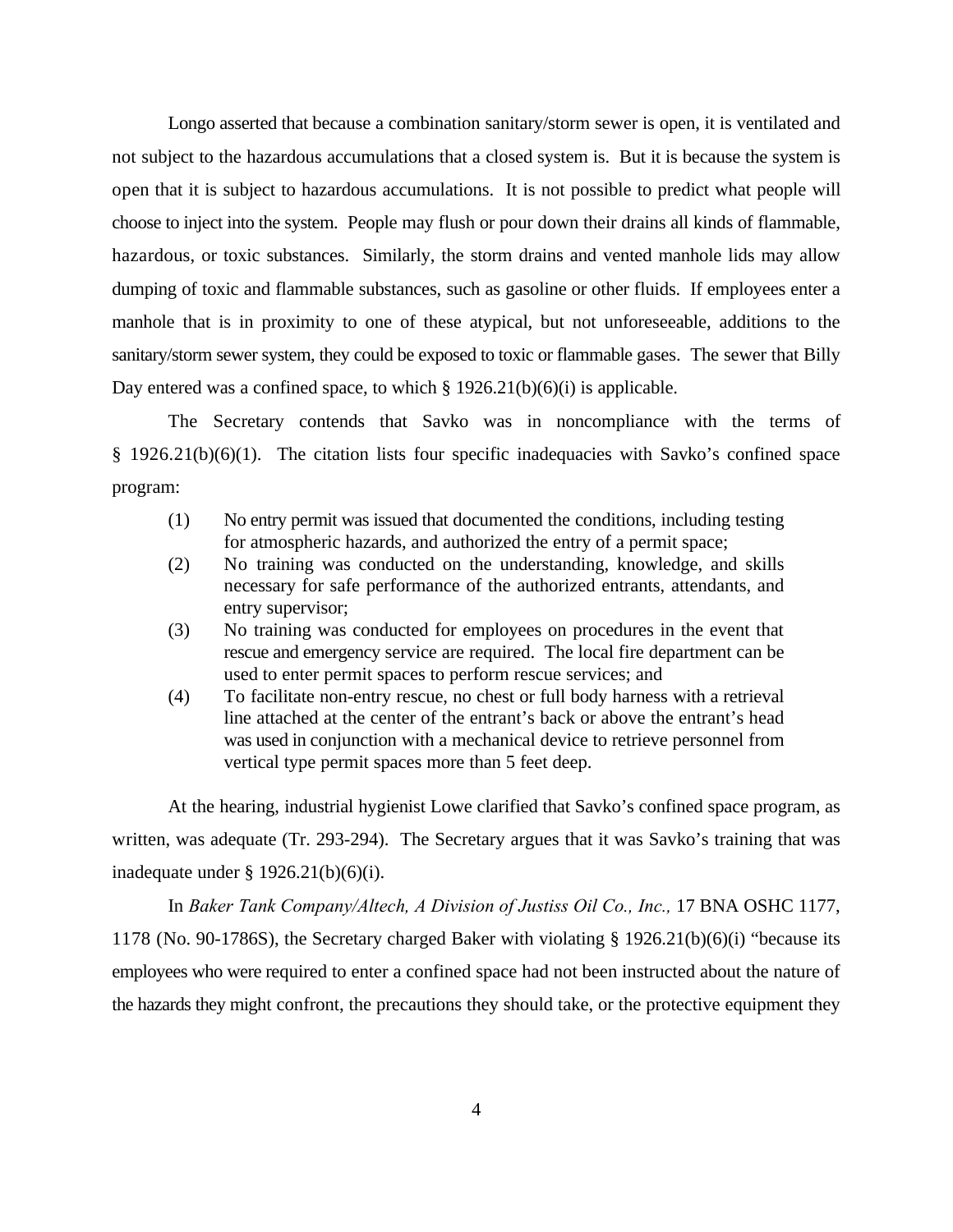Longo asserted that because a combination sanitary/storm sewer is open, it is ventilated and not subject to the hazardous accumulations that a closed system is. But it is because the system is open that it is subject to hazardous accumulations. It is not possible to predict what people will choose to inject into the system. People may flush or pour down their drains all kinds of flammable, hazardous, or toxic substances. Similarly, the storm drains and vented manhole lids may allow dumping of toxic and flammable substances, such as gasoline or other fluids. If employees enter a manhole that is in proximity to one of these atypical, but not unforeseeable, additions to the sanitary/storm sewer system, they could be exposed to toxic or flammable gases. The sewer that Billy Day entered was a confined space, to which § 1926.21(b)(6)(i) is applicable.

The Secretary contends that Savko was in noncompliance with the terms of § 1926.21(b)(6)(1). The citation lists four specific inadequacies with Savko's confined space program:

(1) No entry permit was issued that documented the conditions, including testing for atmospheric hazards, and authorized the entry of a permit space;

(2) No training was conducted on the understanding, knowledge, and skills necessary for safe performance of the authorized entrants, attendants, and entry supervisor;

(3) No training was conducted for employees on procedures in the event that rescue and emergency service are required. The local fire department can be used to enter permit spaces to perform rescue services; and

(4) To facilitate non-entry rescue, no chest or full body harness with a retrieval line attached at the center of the entrant's back or above the entrant's head was used in conjunction with a mechanical device to retrieve personnel from vertical type permit spaces more than 5 feet deep.

At the hearing, industrial hygienist Lowe clarified that Savko's confined space program, as written, was adequate (Tr. 293-294). The Secretary argues that it was Savko's training that was inadequate under § 1926.21(b)(6)(i).

In *Baker Tank Company/Altech, A Division of Justiss Oil Co., Inc.,* 17 BNA OSHC 1177, 1178 (No. 90-1786S), the Secretary charged Baker with violating § 1926.21(b)(6)(i) "because its employees who were required to enter a confined space had not been instructed about the nature of the hazards they might confront, the precautions they should take, or the protective equipment they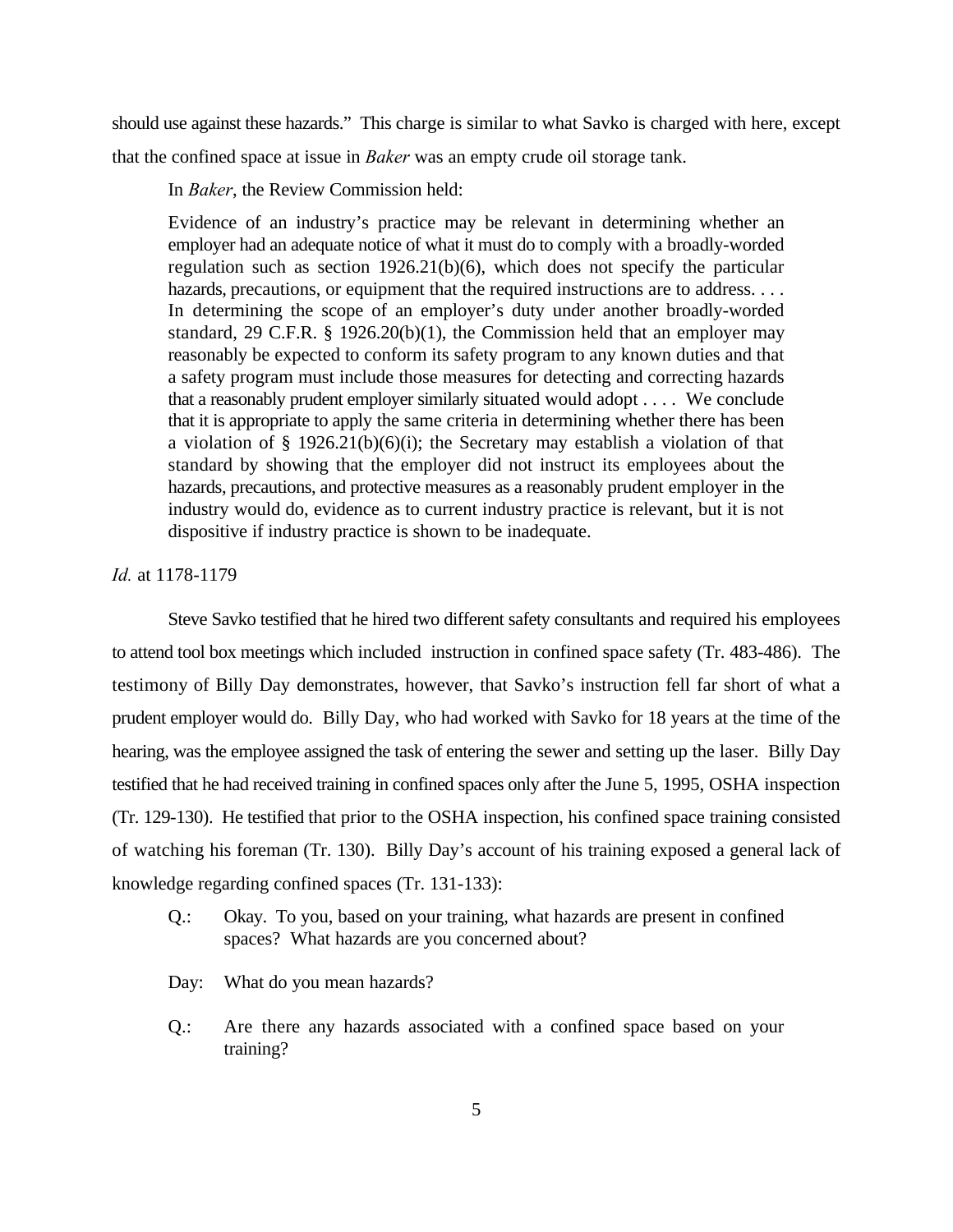should use against these hazards." This charge is similar to what Savko is charged with here, except that the confined space at issue in *Baker* was an empty crude oil storage tank.

In *Baker*, the Review Commission held:

> Evidence of an industry's practice may be relevant in determining whether an employer had an adequate notice of what it must do to comply with a broadly-worded regulation such as section 1926.21(b)(6), which does not specify the particular hazards, precautions, or equipment that the required instructions are to address. . . . In determining the scope of an employer's duty under another broadly-worded standard, 29 C.F.R. § 1926.20(b)(1), the Commission held that an employer may reasonably be expected to conform its safety program to any known duties and that a safety program must include those measures for detecting and correcting hazards that a reasonably prudent employer similarly situated would adopt . . . . We conclude that it is appropriate to apply the same criteria in determining whether there has been a violation of § 1926.21(b)(6)(i); the Secretary may establish a violation of that standard by showing that the employer did not instruct its employees about the hazards, precautions, and protective measures as a reasonably prudent employer in the industry would do, evidence as to current industry practice is relevant, but it is not dispositive if industry practice is shown to be inadequate.

*Id.* at 1178-1179

Steve Savko testified that he hired two different safety consultants and required his employees to attend tool box meetings which included instruction in confined space safety (Tr. 483-486). The testimony of Billy Day demonstrates, however, that Savko's instruction fell far short of what a prudent employer would do. Billy Day, who had worked with Savko for 18 years at the time of the hearing, was the employee assigned the task of entering the sewer and setting up the laser. Billy Day testified that he had received training in confined spaces only after the June 5, 1995, OSHA inspection (Tr. 129-130). He testified that prior to the OSHA inspection, his confined space training consisted of watching his foreman (Tr. 130). Billy Day's account of his training exposed a general lack of knowledge regarding confined spaces (Tr. 131-133):

> Q.: Okay. To you, based on your training, what hazards are present in confined spaces? What hazards are you concerned about?
>
> Day: What do you mean hazards?
>
> Q.: Are there any hazards associated with a confined space based on your training?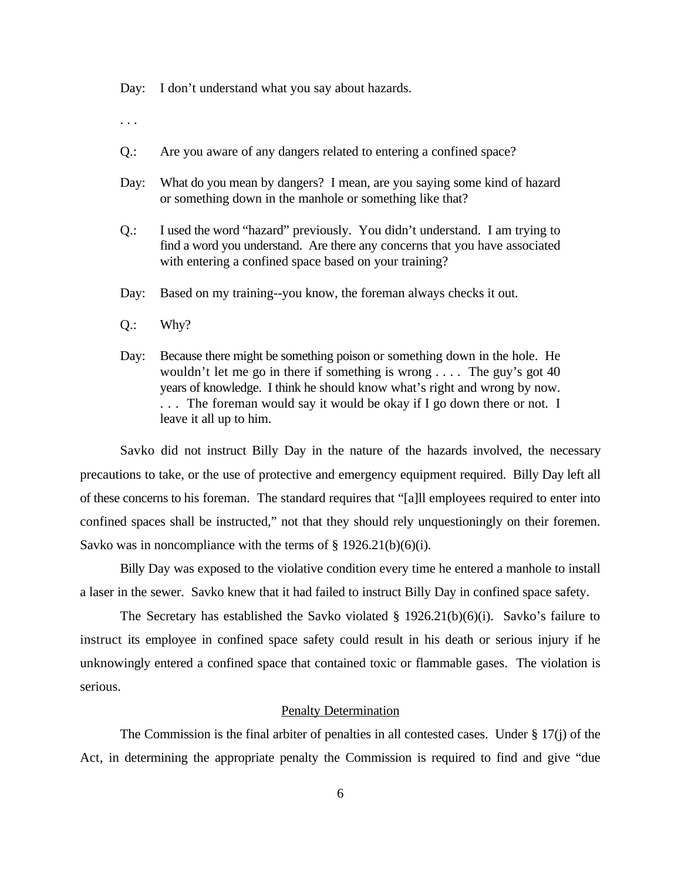Day: I don't understand what you say about hazards.

. . .

Q.: Are you aware of any dangers related to entering a confined space?

Day: What do you mean by dangers? I mean, are you saying some kind of hazard or something down in the manhole or something like that?

Q.: I used the word "hazard" previously. You didn't understand. I am trying to find a word you understand. Are there any concerns that you have associated with entering a confined space based on your training?

Day: Based on my training--you know, the foreman always checks it out.

Q.: Why?

Day: Because there might be something poison or something down in the hole. He wouldn't let me go in there if something is wrong . . . . The guy's got 40 years of knowledge. I think he should know what's right and wrong by now. . . . The foreman would say it would be okay if I go down there or not. I leave it all up to him.

Savko did not instruct Billy Day in the nature of the hazards involved, the necessary precautions to take, or the use of protective and emergency equipment required. Billy Day left all of these concerns to his foreman. The standard requires that "[a]ll employees required to enter into confined spaces shall be instructed," not that they should rely unquestioningly on their foremen. Savko was in noncompliance with the terms of § 1926.21(b)(6)(i).

Billy Day was exposed to the violative condition every time he entered a manhole to install a laser in the sewer. Savko knew that it had failed to instruct Billy Day in confined space safety.

The Secretary has established the Savko violated § 1926.21(b)(6)(i). Savko's failure to instruct its employee in confined space safety could result in his death or serious injury if he unknowingly entered a confined space that contained toxic or flammable gases. The violation is serious.

## Penalty Determination

The Commission is the final arbiter of penalties in all contested cases. Under § 17(j) of the Act, in determining the appropriate penalty the Commission is required to find and give "due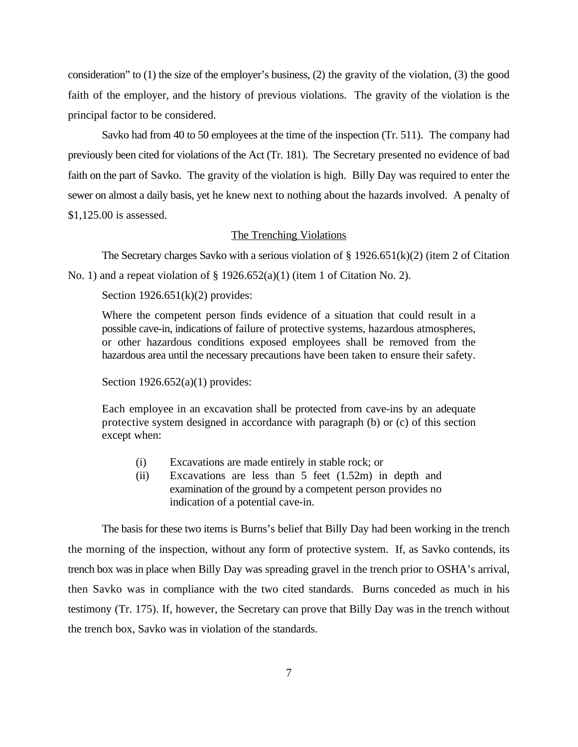consideration" to (1) the size of the employer's business, (2) the gravity of the violation, (3) the good faith of the employer, and the history of previous violations. The gravity of the violation is the principal factor to be considered.

Savko had from 40 to 50 employees at the time of the inspection (Tr. 511). The company had previously been cited for violations of the Act (Tr. 181). The Secretary presented no evidence of bad faith on the part of Savko. The gravity of the violation is high. Billy Day was required to enter the sewer on almost a daily basis, yet he knew next to nothing about the hazards involved. A penalty of $1,125.00 is assessed.

## The Trenching Violations

The Secretary charges Savko with a serious violation of § 1926.651(k)(2) (item 2 of Citation No. 1) and a repeat violation of § 1926.652(a)(1) (item 1 of Citation No. 2).

Section 1926.651(k)(2) provides:

> Where the competent person finds evidence of a situation that could result in a possible cave-in, indications of failure of protective systems, hazardous atmospheres, or other hazardous conditions exposed employees shall be removed from the hazardous area until the necessary precautions have been taken to ensure their safety.

Section 1926.652(a)(1) provides:

> Each employee in an excavation shall be protected from cave-ins by an adequate protective system designed in accordance with paragraph (b) or (c) of this section except when:
>
> (i) Excavations are made entirely in stable rock; or
> (ii) Excavations are less than 5 feet (1.52m) in depth and examination of the ground by a competent person provides no indication of a potential cave-in.

The basis for these two items is Burns's belief that Billy Day had been working in the trench the morning of the inspection, without any form of protective system. If, as Savko contends, its trench box was in place when Billy Day was spreading gravel in the trench prior to OSHA's arrival, then Savko was in compliance with the two cited standards. Burns conceded as much in his testimony (Tr. 175). If, however, the Secretary can prove that Billy Day was in the trench without the trench box, Savko was in violation of the standards.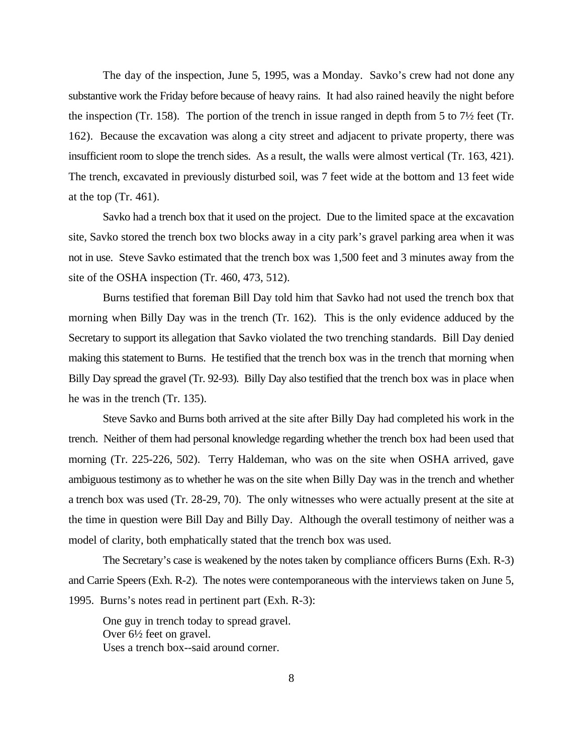The day of the inspection, June 5, 1995, was a Monday. Savko's crew had not done any substantive work the Friday before because of heavy rains. It had also rained heavily the night before the inspection (Tr. 158). The portion of the trench in issue ranged in depth from 5 to 7½ feet (Tr. 162). Because the excavation was along a city street and adjacent to private property, there was insufficient room to slope the trench sides. As a result, the walls were almost vertical (Tr. 163, 421). The trench, excavated in previously disturbed soil, was 7 feet wide at the bottom and 13 feet wide at the top (Tr. 461).

Savko had a trench box that it used on the project. Due to the limited space at the excavation site, Savko stored the trench box two blocks away in a city park's gravel parking area when it was not in use. Steve Savko estimated that the trench box was 1,500 feet and 3 minutes away from the site of the OSHA inspection (Tr. 460, 473, 512).

Burns testified that foreman Bill Day told him that Savko had not used the trench box that morning when Billy Day was in the trench (Tr. 162). This is the only evidence adduced by the Secretary to support its allegation that Savko violated the two trenching standards. Bill Day denied making this statement to Burns. He testified that the trench box was in the trench that morning when Billy Day spread the gravel (Tr. 92-93). Billy Day also testified that the trench box was in place when he was in the trench (Tr. 135).

Steve Savko and Burns both arrived at the site after Billy Day had completed his work in the trench. Neither of them had personal knowledge regarding whether the trench box had been used that morning (Tr. 225-226, 502). Terry Haldeman, who was on the site when OSHA arrived, gave ambiguous testimony as to whether he was on the site when Billy Day was in the trench and whether a trench box was used (Tr. 28-29, 70). The only witnesses who were actually present at the site at the time in question were Bill Day and Billy Day. Although the overall testimony of neither was a model of clarity, both emphatically stated that the trench box was used.

The Secretary's case is weakened by the notes taken by compliance officers Burns (Exh. R-3) and Carrie Speers (Exh. R-2). The notes were contemporaneous with the interviews taken on June 5, 1995. Burns's notes read in pertinent part (Exh. R-3):

> One guy in trench today to spread gravel.
> Over 6½ feet on gravel.
> Uses a trench box--said around corner.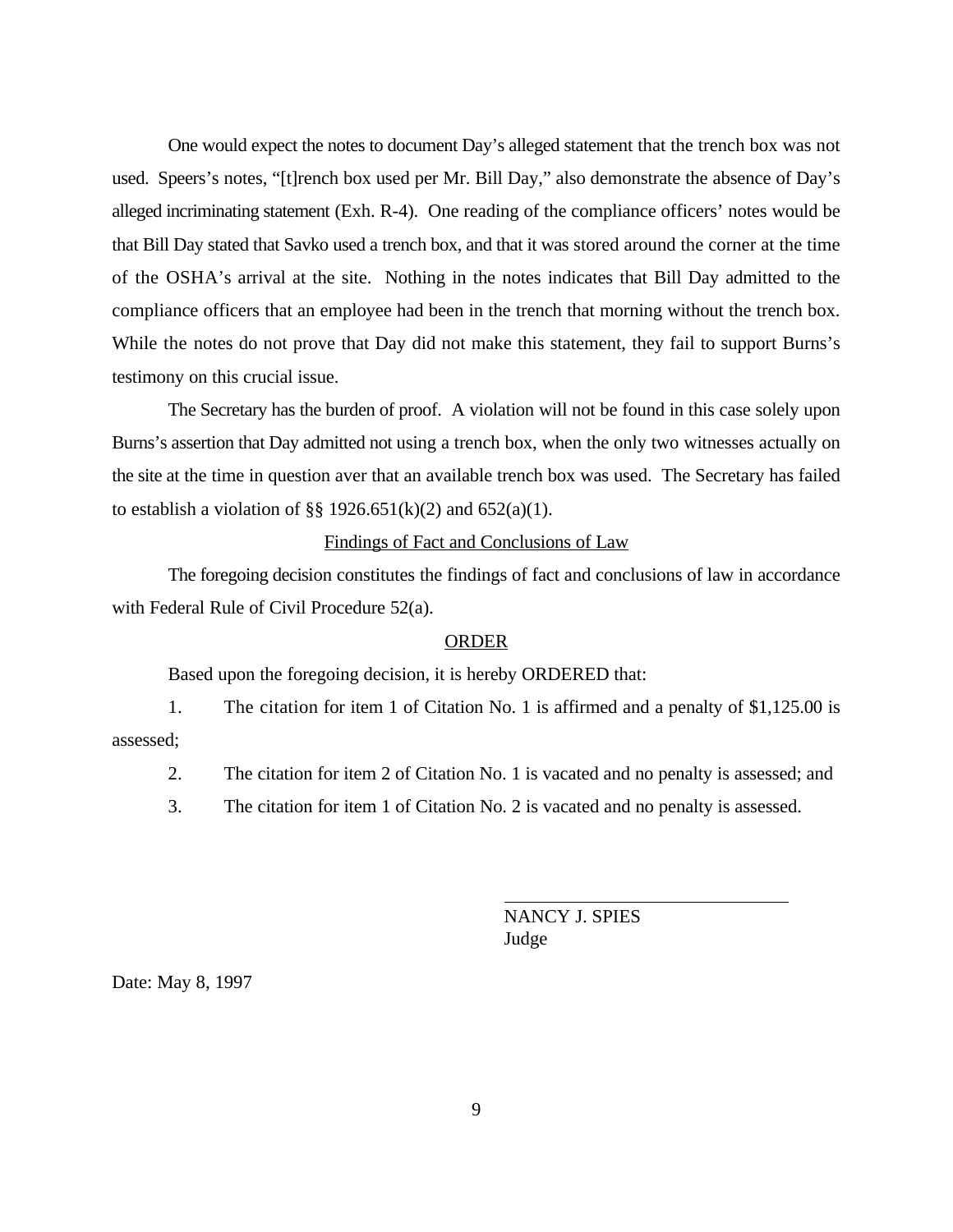One would expect the notes to document Day's alleged statement that the trench box was not used. Speers's notes, "[t]rench box used per Mr. Bill Day," also demonstrate the absence of Day's alleged incriminating statement (Exh. R-4). One reading of the compliance officers' notes would be that Bill Day stated that Savko used a trench box, and that it was stored around the corner at the time of the OSHA's arrival at the site. Nothing in the notes indicates that Bill Day admitted to the compliance officers that an employee had been in the trench that morning without the trench box. While the notes do not prove that Day did not make this statement, they fail to support Burns's testimony on this crucial issue.

The Secretary has the burden of proof. A violation will not be found in this case solely upon Burns's assertion that Day admitted not using a trench box, when the only two witnesses actually on the site at the time in question aver that an available trench box was used. The Secretary has failed to establish a violation of §§ 1926.651(k)(2) and 652(a)(1).

## Findings of Fact and Conclusions of Law

The foregoing decision constitutes the findings of fact and conclusions of law in accordance with Federal Rule of Civil Procedure 52(a).

## ORDER

Based upon the foregoing decision, it is hereby ORDERED that:

1. The citation for item 1 of Citation No. 1 is affirmed and a penalty of $1,125.00 is assessed;
2. The citation for item 2 of Citation No. 1 is vacated and no penalty is assessed; and
3. The citation for item 1 of Citation No. 2 is vacated and no penalty is assessed.

NANCY J. SPIES
Judge

Date: May 8, 1997